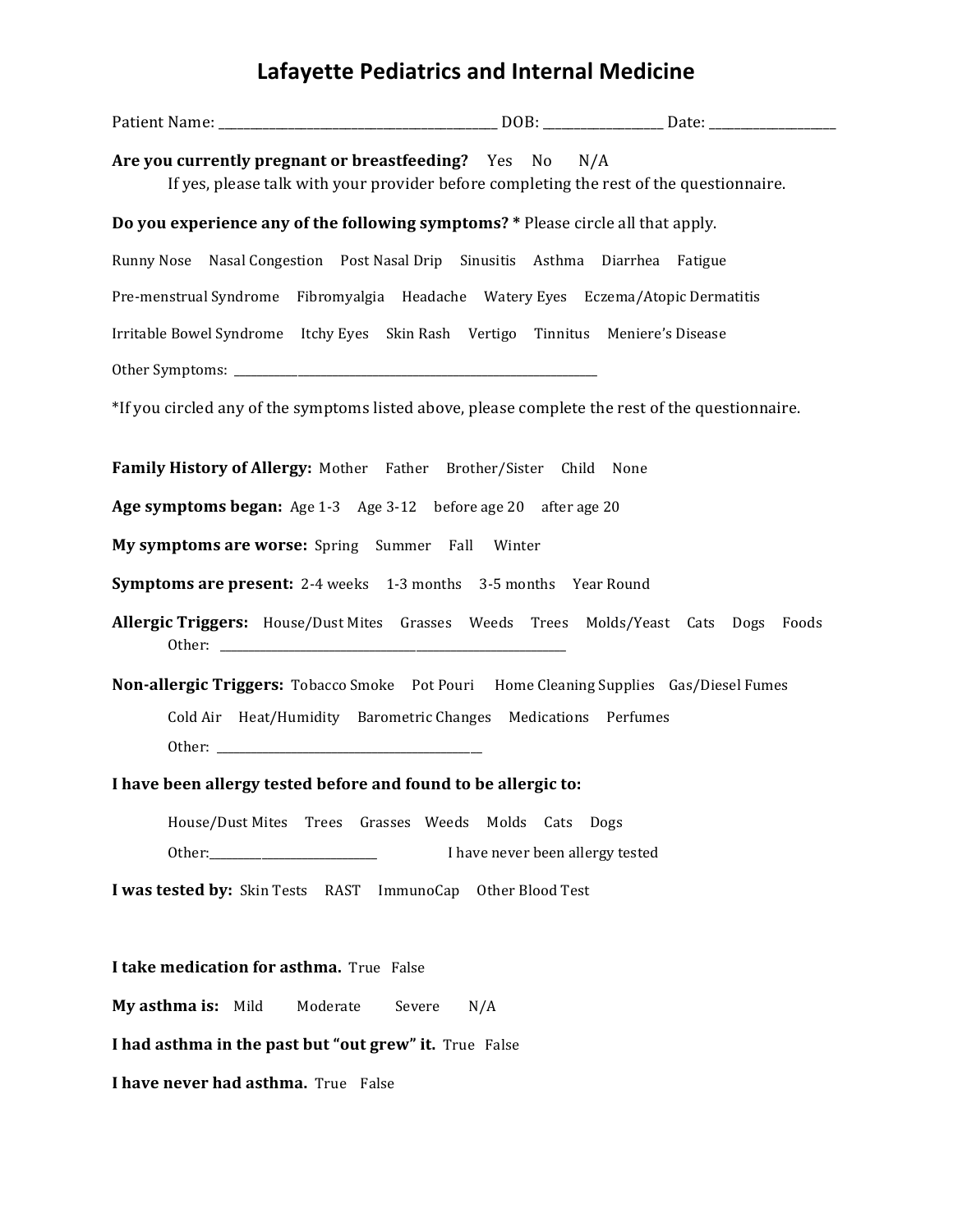# Lafayette Pediatrics and Internal Medicine

Patient Name: ____________________________________________ DOB: __________________ Date: ___________________

**Are you currently pregnant or breastfeeding?** Yes No N/A

If yes, please talk with your provider before completing the rest of the questionnaire.

**Do you experience any of the following symptoms? *** Please circle all that apply.

Runny Nose Nasal Congestion Post Nasal Drip Sinusitis Asthma Diarrhea Fatigue

Pre-menstrual Syndrome Fibromyalgia Headache Watery Eyes Eczema/Atopic Dermatitis

Irritable Bowel Syndrome Itchy Eyes Skin Rash Vertigo Tinnitus Meniere's Disease

Other Symptoms: ____________________________________________________________

*If you circled any of the symptoms listed above, please complete the rest of the questionnaire.

**Family History of Allergy:** Mother Father Brother/Sister Child None

**Age symptoms began:** Age 1-3 Age 3-12 before age 20 after age 20

**My symptoms are worse:** Spring Summer Fall Winter

**Symptoms are present:** 2-4 weeks 1-3 months 3-5 months Year Round

**Allergic Triggers:** House/Dust Mites Grasses Weeds Trees Molds/Yeast Cats Dogs Foods

Other: ____________________________________________________

**Non-allergic Triggers:** Tobacco Smoke Pot Pouri Home Cleaning Supplies Gas/Diesel Fumes

Cold Air Heat/Humidity Barometric Changes Medications Perfumes

Other: ____________________________________________

**I have been allergy tested before and found to be allergic to:**

House/Dust Mites Trees Grasses Weeds Molds Cats Dogs

Other:___________________________ I have never been allergy tested

**I was tested by:** Skin Tests RAST ImmunoCap Other Blood Test

**I take medication for asthma.** True False

**My asthma is:** Mild Moderate Severe N/A

**I had asthma in the past but "out grew" it.** True False

**I have never had asthma.** True False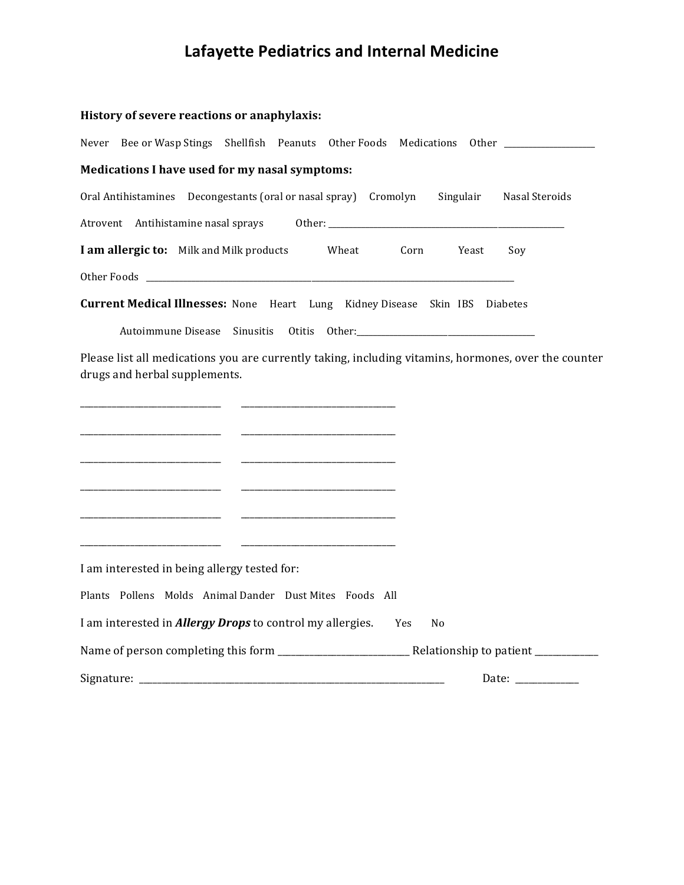# Lafayette Pediatrics and Internal Medicine

**History of severe reactions or anaphylaxis:**

Never Bee or Wasp Stings Shellfish Peanuts Other Foods Medications Other ____________________

**Medications I have used for my nasal symptoms:**

Oral Antihistamines Decongestants (oral or nasal spray) Cromolyn Singulair Nasal Steroids

Atrovent Antihistamine nasal sprays Other: ________________________________________________

**I am allergic to:** Milk and Milk products Wheat Corn Yeast Soy

Other Foods ________________________________________________________________________________

**Current Medical Illnesses:** None Heart Lung Kidney Disease Skin IBS Diabetes

Autoimmune Disease Sinusitis Otitis Other: ______________________________

Please list all medications you are currently taking, including vitamins, hormones, over the counter drugs and herbal supplements.

______________________________ ________________________________

______________________________ ________________________________

______________________________ ________________________________

______________________________ ________________________________

______________________________ ________________________________

______________________________ ________________________________

I am interested in being allergy tested for:

Plants Pollens Molds Animal Dander Dust Mites Foods All

I am interested in ***Allergy Drops*** to control my allergies. Yes No

Name of person completing this form ___________________________ Relationship to patient _____________

Signature: ________________________________________________________________ Date: _____________